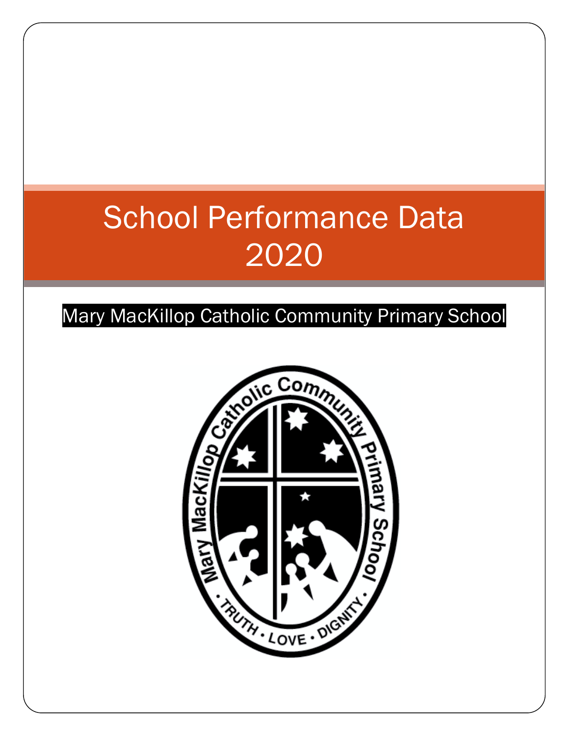# School Performance Data 2020

Mary MacKillop Catholic Community Primary School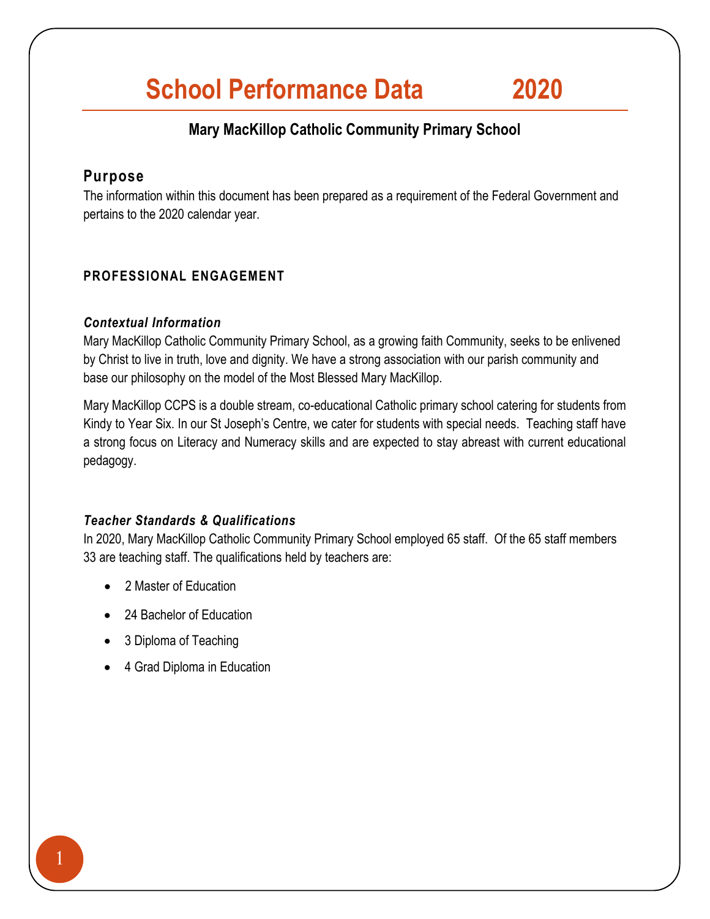# School Performance Data 2020

## Mary MacKillop Catholic Community Primary School

### Purpose

The information within this document has been prepared as a requirement of the Federal Government and pertains to the 2020 calendar year.

### PROFESSIONAL ENGAGEMENT

#### *Contextual Information*

Mary MacKillop Catholic Community Primary School, as a growing faith Community, seeks to be enlivened by Christ to live in truth, love and dignity. We have a strong association with our parish community and base our philosophy on the model of the Most Blessed Mary MacKillop.

Mary MacKillop CCPS is a double stream, co-educational Catholic primary school catering for students from Kindy to Year Six. In our St Joseph's Centre, we cater for students with special needs. Teaching staff have a strong focus on Literacy and Numeracy skills and are expected to stay abreast with current educational pedagogy.

#### *Teacher Standards & Qualifications*

In 2020, Mary MacKillop Catholic Community Primary School employed 65 staff. Of the 65 staff members 33 are teaching staff. The qualifications held by teachers are:

- 2 Master of Education
- 24 Bachelor of Education
- 3 Diploma of Teaching
- 4 Grad Diploma in Education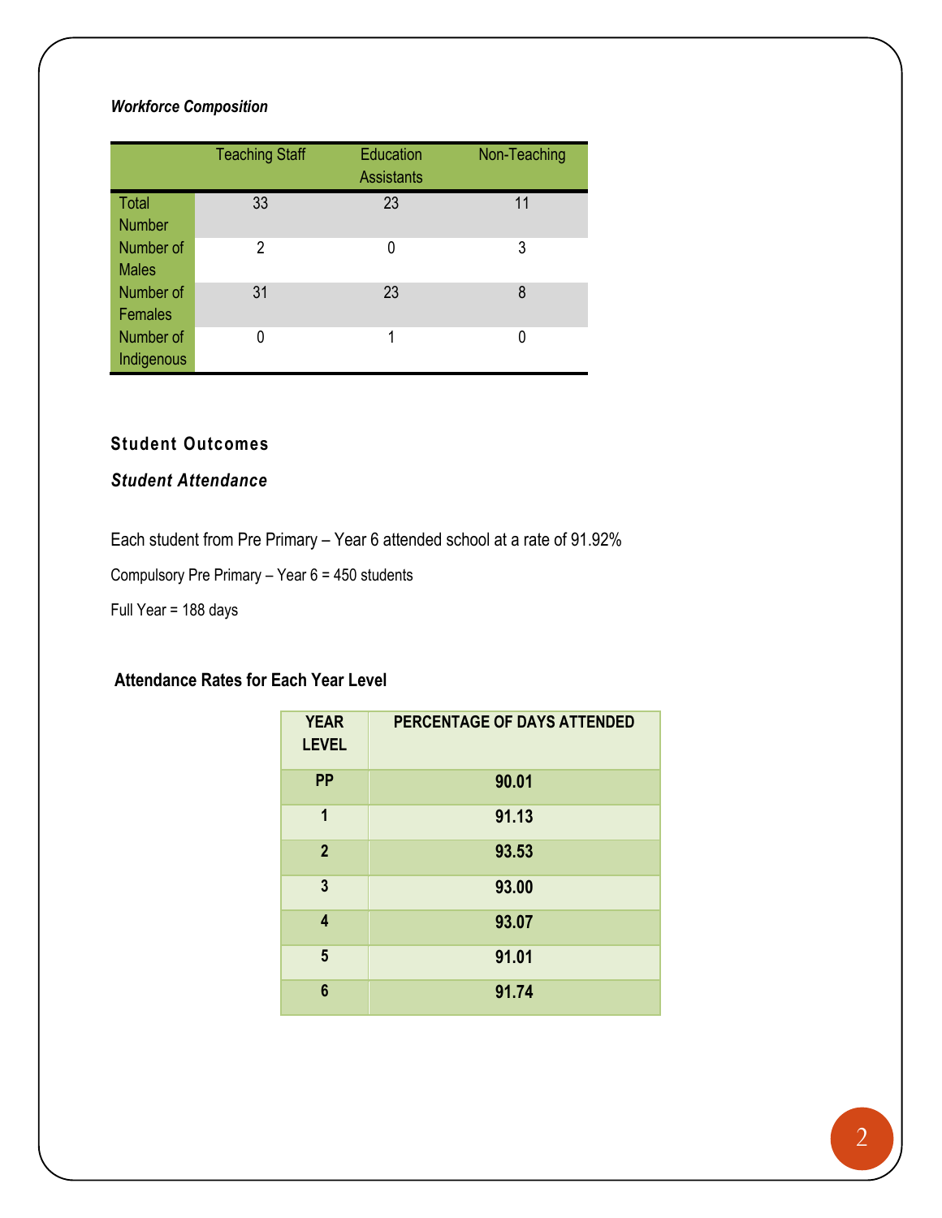***Workforce Composition***

| | Teaching Staff | Education Assistants | Non-Teaching |
|---|---|---|---|
| Total Number | 33 | 23 | 11 |
| Number of Males | 2 | 0 | 3 |
| Number of Females | 31 | 23 | 8 |
| Number of Indigenous | 0 | 1 | 0 |

## Student Outcomes

### *Student Attendance*

Each student from Pre Primary – Year 6 attended school at a rate of 91.92%

Compulsory Pre Primary – Year 6 = 450 students

Full Year = 188 days

**Attendance Rates for Each Year Level**

| YEAR LEVEL | PERCENTAGE OF DAYS ATTENDED |
|---|---|
| PP | 90.01 |
| 1 | 91.13 |
| 2 | 93.53 |
| 3 | 93.00 |
| 4 | 93.07 |
| 5 | 91.01 |
| 6 | 91.74 |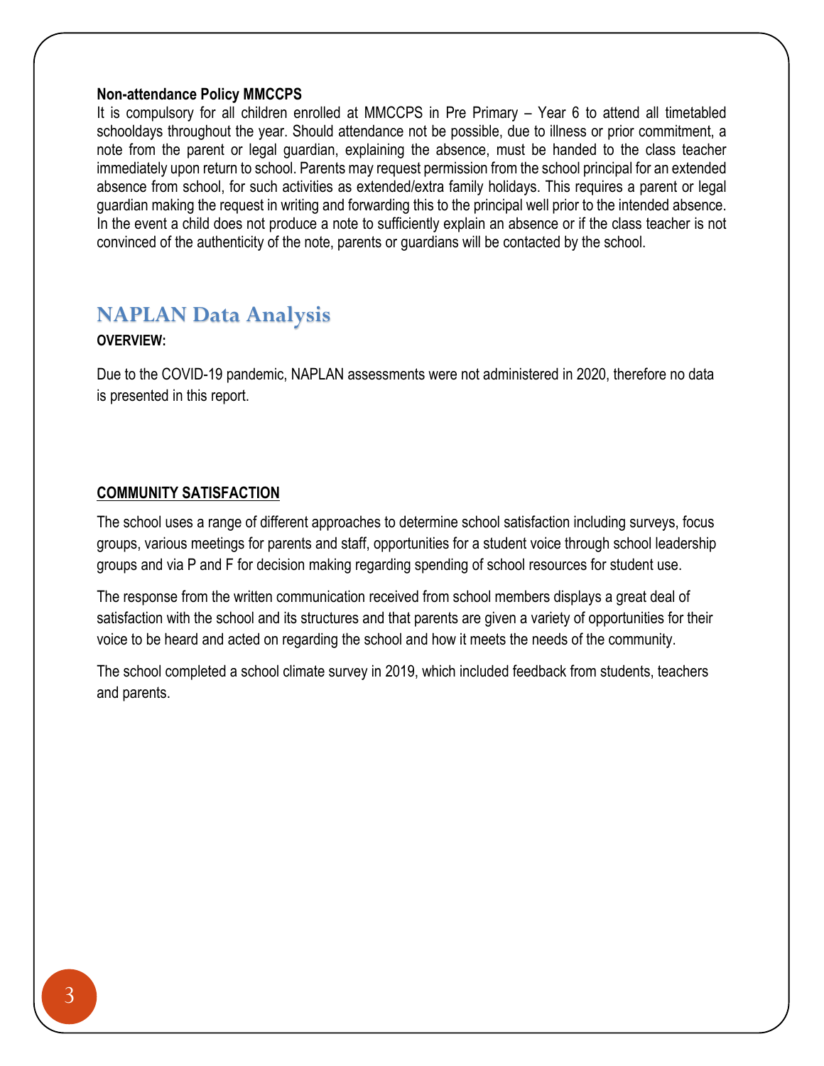**Non-attendance Policy MMCCPS**

It is compulsory for all children enrolled at MMCCPS in Pre Primary – Year 6 to attend all timetabled schooldays throughout the year. Should attendance not be possible, due to illness or prior commitment, a note from the parent or legal guardian, explaining the absence, must be handed to the class teacher immediately upon return to school. Parents may request permission from the school principal for an extended absence from school, for such activities as extended/extra family holidays. This requires a parent or legal guardian making the request in writing and forwarding this to the principal well prior to the intended absence. In the event a child does not produce a note to sufficiently explain an absence or if the class teacher is not convinced of the authenticity of the note, parents or guardians will be contacted by the school.

## NAPLAN Data Analysis

**OVERVIEW:**

Due to the COVID-19 pandemic, NAPLAN assessments were not administered in 2020, therefore no data is presented in this report.

**COMMUNITY SATISFACTION**

The school uses a range of different approaches to determine school satisfaction including surveys, focus groups, various meetings for parents and staff, opportunities for a student voice through school leadership groups and via P and F for decision making regarding spending of school resources for student use.

The response from the written communication received from school members displays a great deal of satisfaction with the school and its structures and that parents are given a variety of opportunities for their voice to be heard and acted on regarding the school and how it meets the needs of the community.

The school completed a school climate survey in 2019, which included feedback from students, teachers and parents.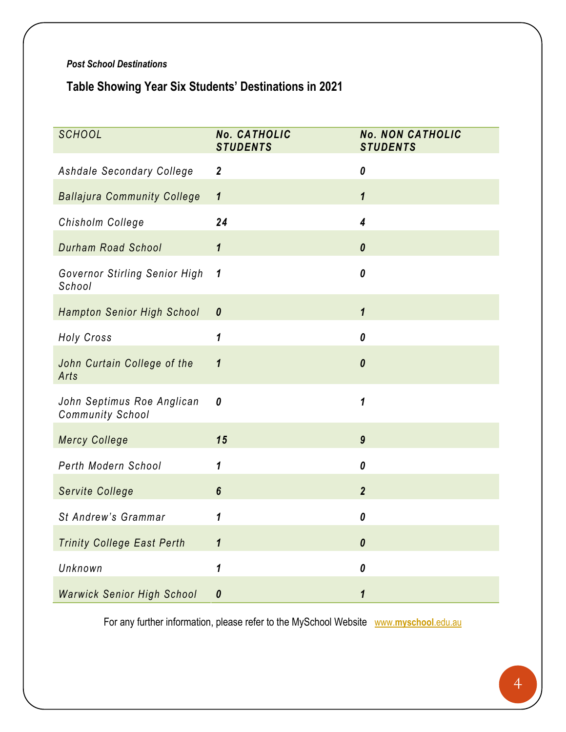*Post School Destinations*

## Table Showing Year Six Students' Destinations in 2021

| *SCHOOL* | ***No. CATHOLIC STUDENTS*** | ***No. NON CATHOLIC STUDENTS*** |
|---|---|---|
| *Ashdale Secondary College* | ***2*** | ***0*** |
| *Ballajura Community College* | ***1*** | ***1*** |
| *Chisholm College* | ***24*** | ***4*** |
| *Durham Road School* | ***1*** | ***0*** |
| *Governor Stirling Senior High School* | ***1*** | ***0*** |
| *Hampton Senior High School* | ***0*** | ***1*** |
| *Holy Cross* | ***1*** | ***0*** |
| *John Curtain College of the Arts* | ***1*** | ***0*** |
| *John Septimus Roe Anglican Community School* | ***0*** | ***1*** |
| *Mercy College* | ***15*** | ***9*** |
| *Perth Modern School* | ***1*** | ***0*** |
| *Servite College* | ***6*** | ***2*** |
| *St Andrew's Grammar* | ***1*** | ***0*** |
| *Trinity College East Perth* | ***1*** | ***0*** |
| *Unknown* | ***1*** | ***0*** |
| *Warwick Senior High School* | ***0*** | ***1*** |

For any further information, please refer to the MySchool Website [www.myschool.edu.au](http://www.myschool.edu.au)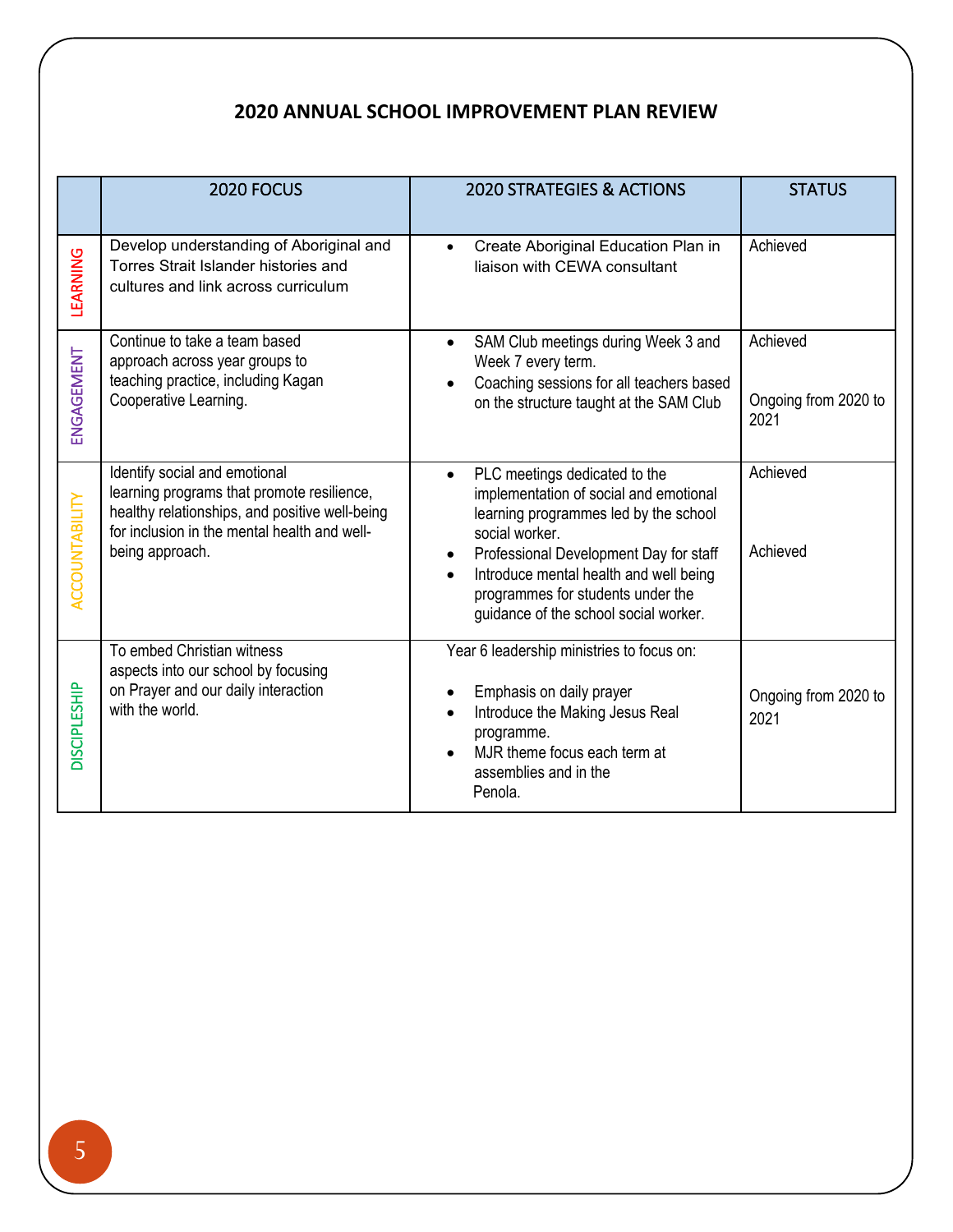# 2020 ANNUAL SCHOOL IMPROVEMENT PLAN REVIEW

| | 2020 FOCUS | 2020 STRATEGIES & ACTIONS | STATUS |
|---|---|---|---|
| LEARNING | Develop understanding of Aboriginal and Torres Strait Islander histories and cultures and link across curriculum | • Create Aboriginal Education Plan in liaison with CEWA consultant | Achieved |
| ENGAGEMENT | Continue to take a team based approach across year groups to teaching practice, including Kagan Cooperative Learning. | • SAM Club meetings during Week 3 and Week 7 every term.<br>• Coaching sessions for all teachers based on the structure taught at the SAM Club | Achieved<br><br>Ongoing from 2020 to 2021 |
| ACCOUNTABILITY | Identify social and emotional learning programs that promote resilience, healthy relationships, and positive well-being for inclusion in the mental health and well-being approach. | • PLC meetings dedicated to the implementation of social and emotional learning programmes led by the school social worker.<br>• Professional Development Day for staff<br>• Introduce mental health and well being programmes for students under the guidance of the school social worker. | Achieved<br><br>Achieved |
| DISCIPLESHIP | To embed Christian witness aspects into our school by focusing on Prayer and our daily interaction with the world. | Year 6 leadership ministries to focus on:<br>• Emphasis on daily prayer<br>• Introduce the Making Jesus Real programme.<br>• MJR theme focus each term at assemblies and in the Penola. | Ongoing from 2020 to 2021 |